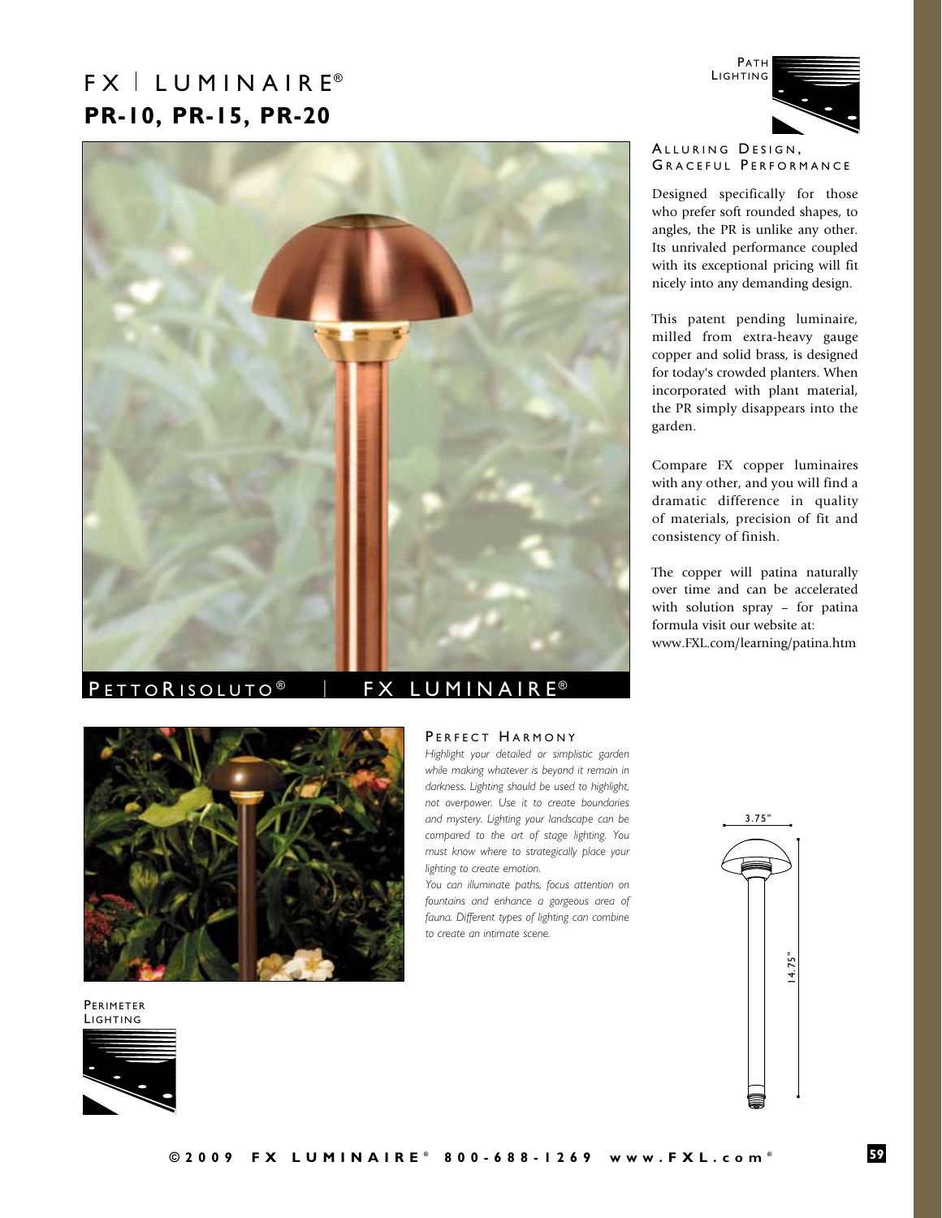# FX | LUMINAIRE®

## PR-10, PR-15, PR-20

PATH LIGHTING

PETTORISOLUTO® | FX LUMINAIRE®

### ALLURING DESIGN, GRACEFUL PERFORMANCE

Designed specifically for those who prefer soft rounded shapes, to angles, the PR is unlike any other. Its unrivaled performance coupled with its exceptional pricing will fit nicely into any demanding design.

This patent pending luminaire, milled from extra-heavy gauge copper and solid brass, is designed for today's crowded planters. When incorporated with plant material, the PR simply disappears into the garden.

Compare FX copper luminaires with any other, and you will find a dramatic difference in quality of materials, precision of fit and consistency of finish.

The copper will patina naturally over time and can be accelerated with solution spray – for patina formula visit our website at: www.FXL.com/learning/patina.htm

### PERFECT HARMONY

*Highlight your detailed or simplistic garden while making whatever is beyond it remain in darkness. Lighting should be used to highlight, not overpower. Use it to create boundaries and mystery. Lighting your landscape can be compared to the art of stage lighting. You must know where to strategically place your lighting to create emotion.*

*You can illuminate paths, focus attention on fountains and enhance a gorgeous area of fauna. Different types of lighting can combine to create an intimate scene.*

PERIMETER LIGHTING

3.75"

14.75"

©2009 FX LUMINAIRE® 800-688-1269 www.FXL.com®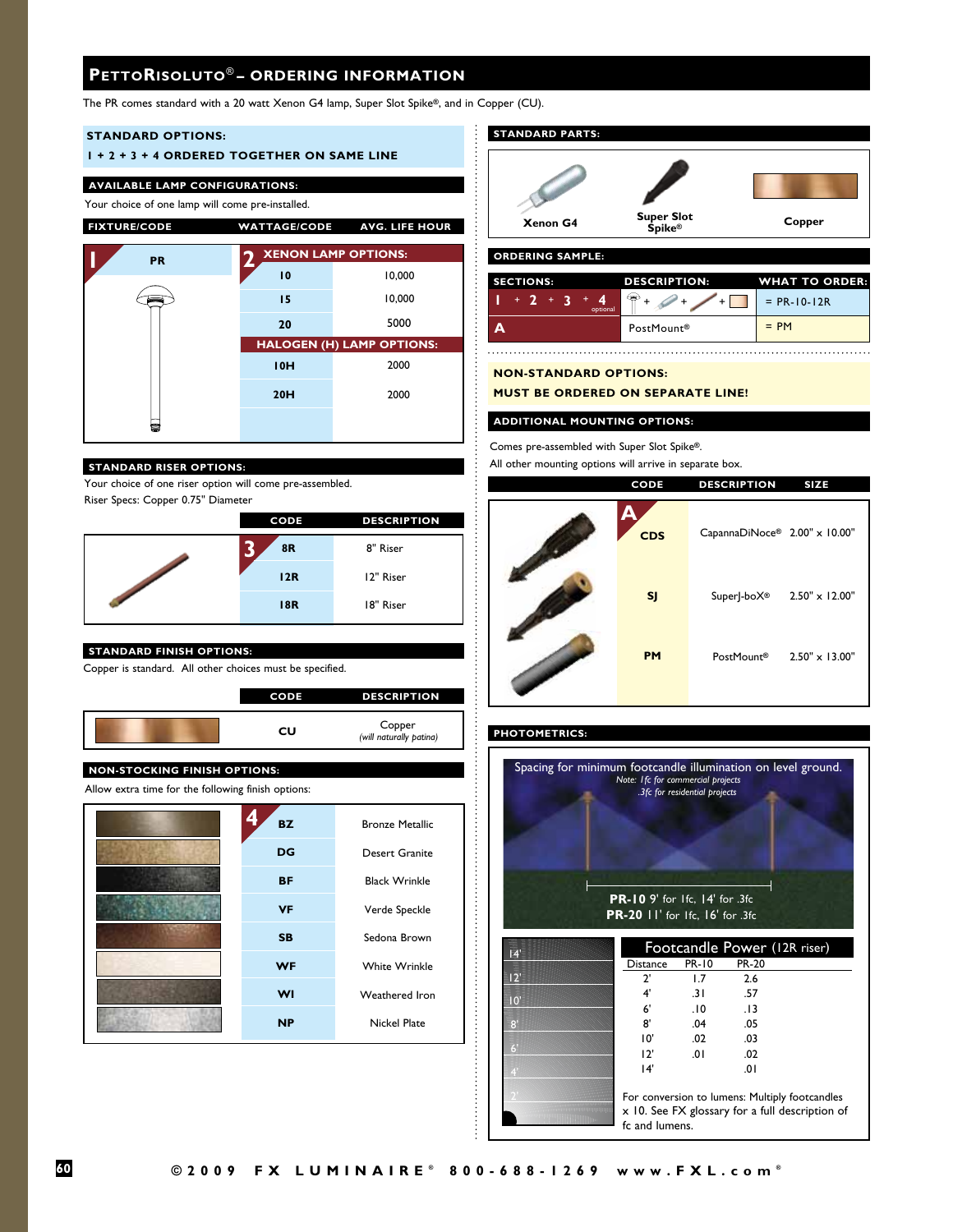# PettoRisoluto® – Ordering Information

The PR comes standard with a 20 watt Xenon G4 lamp, Super Slot Spike®, and in Copper (CU).

**STANDARD OPTIONS:**
**1 + 2 + 3 + 4 ORDERED TOGETHER ON SAME LINE**

## AVAILABLE LAMP CONFIGURATIONS:

Your choice of one lamp will come pre-installed.

| FIXTURE/CODE | WATTAGE/CODE | AVG. LIFE HOUR |
|---|---|---|
| 1 PR | 2 XENON LAMP OPTIONS: | |
| | 10 | 10,000 |
| | 15 | 10,000 |
| | 20 | 5000 |
| | HALOGEN (H) LAMP OPTIONS: | |
| | 10H | 2000 |
| | 20H | 2000 |

## STANDARD RISER OPTIONS:

Your choice of one riser option will come pre-assembled.
Riser Specs: Copper 0.75" Diameter

| CODE | DESCRIPTION |
|---|---|
| 3 8R | 8" Riser |
| 12R | 12" Riser |
| 18R | 18" Riser |

## STANDARD FINISH OPTIONS:

Copper is standard. All other choices must be specified.

| CODE | DESCRIPTION |
|---|---|
| CU | Copper *(will naturally patina)* |

## NON-STOCKING FINISH OPTIONS:

Allow extra time for the following finish options:

| CODE | DESCRIPTION |
|---|---|
| 4 BZ | Bronze Metallic |
| DG | Desert Granite |
| BF | Black Wrinkle |
| VF | Verde Speckle |
| SB | Sedona Brown |
| WF | White Wrinkle |
| WI | Weathered Iron |
| NP | Nickel Plate |

## STANDARD PARTS:

Xenon G4 | Super Slot Spike® | Copper

## ORDERING SAMPLE:

| SECTIONS: | DESCRIPTION: | WHAT TO ORDER: |
|---|---|---|
| 1 + 2 + 3 + 4 (optional) | + + + | = PR-10-12R |
| A | PostMount® | = PM |

**NON-STANDARD OPTIONS:**
**MUST BE ORDERED ON SEPARATE LINE!**

## ADDITIONAL MOUNTING OPTIONS:

Comes pre-assembled with Super Slot Spike®.
All other mounting options will arrive in separate box.

| CODE | DESCRIPTION | SIZE |
|---|---|---|
| A CDS | CapannaDiNoce® | 2.00" x 10.00" |
| SJ | SuperJ-boX® | 2.50" x 12.00" |
| PM | PostMount® | 2.50" x 13.00" |

## PHOTOMETRICS:

Spacing for minimum footcandle illumination on level ground.
*Note: 1fc for commercial projects*
*.3fc for residential projects*

**PR-10** 9' for 1fc, 14' for .3fc
**PR-20** 11' for 1fc, 16' for .3fc

14'
12'
10'
8'
6'
4'
2'

Footcandle Power (12R riser)

| Distance | PR-10 | PR-20 |
|---|---|---|
| 2' | 1.7 | 2.6 |
| 4' | .31 | .57 |
| 6' | .10 | .13 |
| 8' | .04 | .05 |
| 10' | .02 | .03 |
| 12' | .01 | .02 |
| 14' | | .01 |

For conversion to lumens: Multiply footcandles x 10. See FX glossary for a full description of fc and lumens.

©2009 FX LUMINAIRE® 800-688-1269 www.FXL.com®